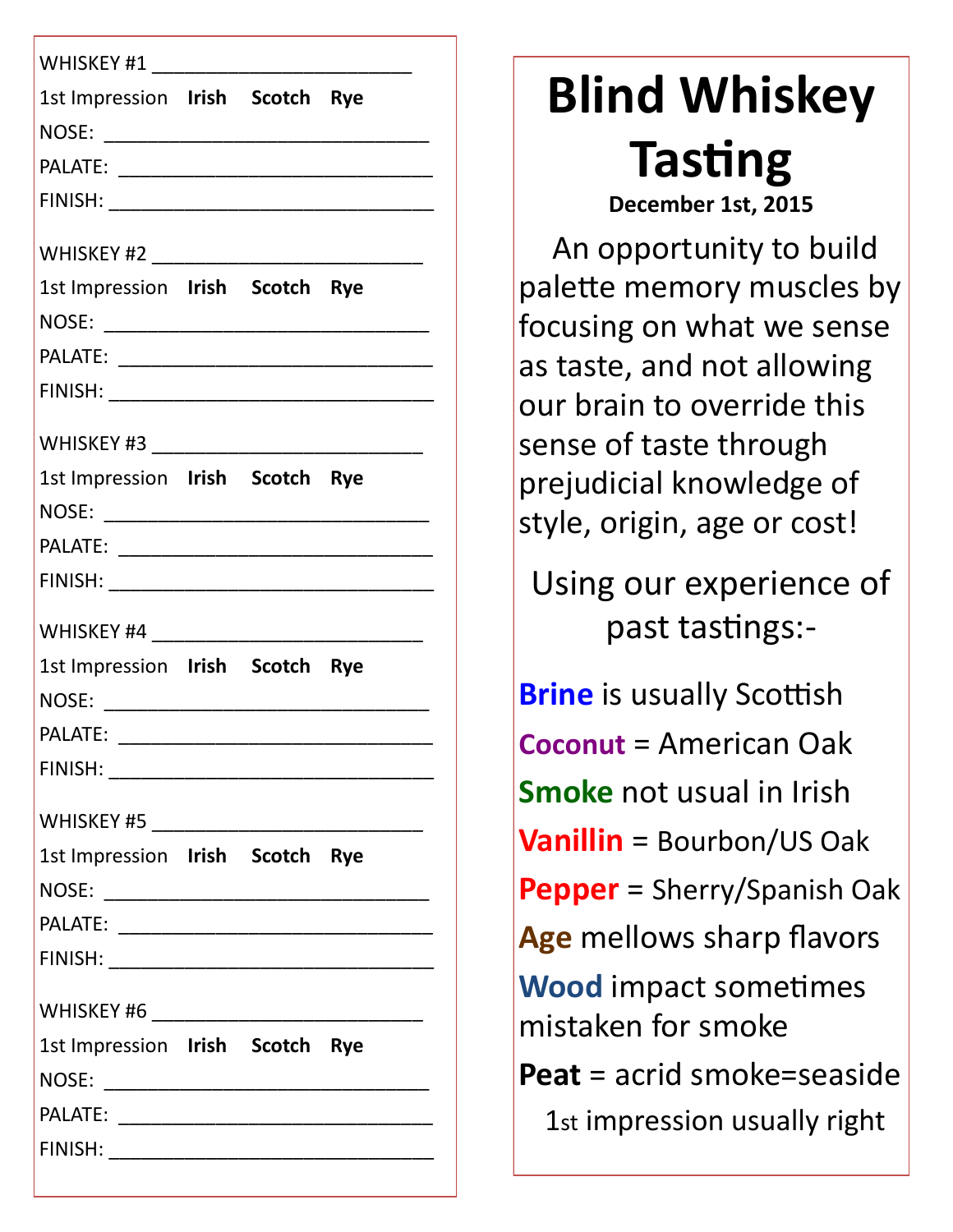WHISKEY #1 ________________________

1st Impression **Irish** **Scotch** **Rye**

NOSE: ______________________________

PALATE: ____________________________

FINISH: _____________________________

WHISKEY #2 ________________________

1st Impression **Irish** **Scotch** **Rye**

NOSE: ______________________________

PALATE: ____________________________

FINISH: _____________________________

WHISKEY #3 ________________________

1st Impression **Irish** **Scotch** **Rye**

NOSE: ______________________________

PALATE: ____________________________

FINISH: _____________________________

WHISKEY #4 ________________________

1st Impression **Irish** **Scotch** **Rye**

NOSE: ______________________________

PALATE: ____________________________

FINISH: _____________________________

WHISKEY #5 ________________________

1st Impression **Irish** **Scotch** **Rye**

NOSE: ______________________________

PALATE: ____________________________

FINISH: _____________________________

WHISKEY #6 ________________________

1st Impression **Irish** **Scotch** **Rye**

NOSE: ______________________________

PALATE: ____________________________

FINISH: _____________________________

# Blind Whiskey Tasting

**December 1st, 2015**

An opportunity to build palette memory muscles by focusing on what we sense as taste, and not allowing our brain to override this sense of taste through prejudicial knowledge of style, origin, age or cost!

Using our experience of past tastings:-

**Brine** is usually Scottish

**Coconut** = American Oak

**Smoke** not usual in Irish

**Vanillin** = Bourbon/US Oak

**Pepper** = Sherry/Spanish Oak

**Age** mellows sharp flavors

**Wood** impact sometimes mistaken for smoke

**Peat** = acrid smoke=seaside

1st impression usually right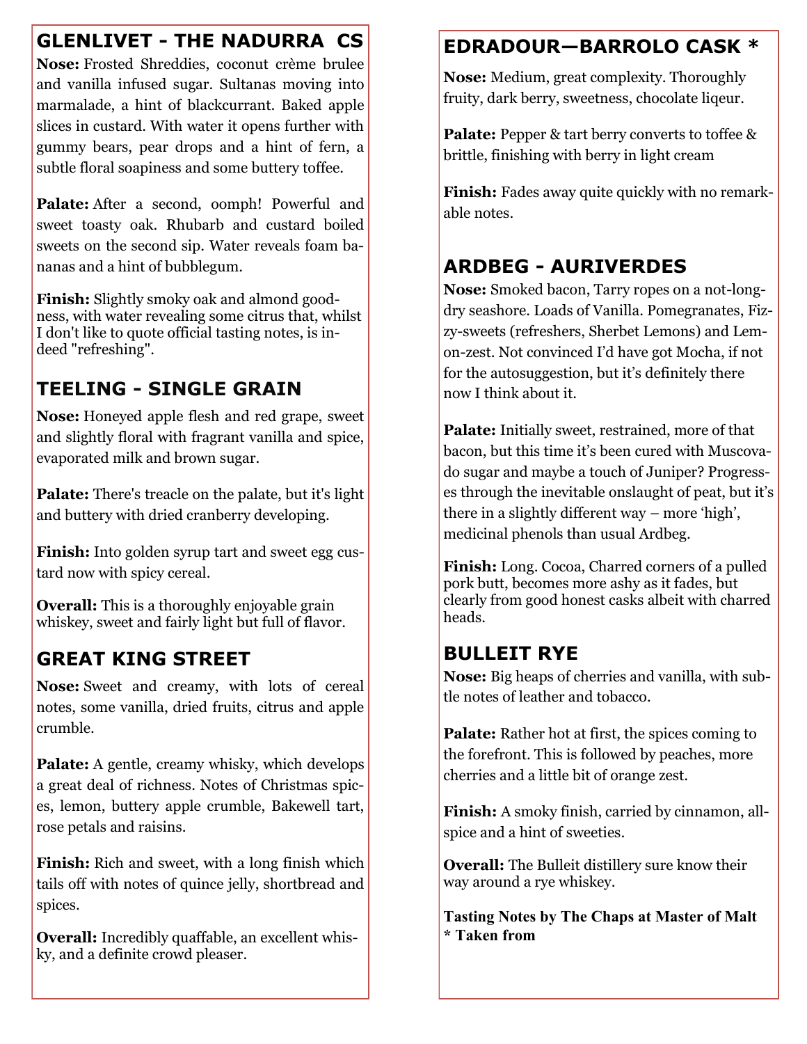## GLENLIVET - THE NADURRA CS

**Nose:** Frosted Shreddies, coconut crème brulee and vanilla infused sugar. Sultanas moving into marmalade, a hint of blackcurrant. Baked apple slices in custard. With water it opens further with gummy bears, pear drops and a hint of fern, a subtle floral soapiness and some buttery toffee.

**Palate:** After a second, oomph! Powerful and sweet toasty oak. Rhubarb and custard boiled sweets on the second sip. Water reveals foam bananas and a hint of bubblegum.

**Finish:** Slightly smoky oak and almond goodness, with water revealing some citrus that, whilst I don't like to quote official tasting notes, is indeed "refreshing".

## TEELING - SINGLE GRAIN

**Nose:** Honeyed apple flesh and red grape, sweet and slightly floral with fragrant vanilla and spice, evaporated milk and brown sugar.

**Palate:** There's treacle on the palate, but it's light and buttery with dried cranberry developing.

**Finish:** Into golden syrup tart and sweet egg custard now with spicy cereal.

**Overall:** This is a thoroughly enjoyable grain whiskey, sweet and fairly light but full of flavor.

## GREAT KING STREET

**Nose:** Sweet and creamy, with lots of cereal notes, some vanilla, dried fruits, citrus and apple crumble.

**Palate:** A gentle, creamy whisky, which develops a great deal of richness. Notes of Christmas spices, lemon, buttery apple crumble, Bakewell tart, rose petals and raisins.

**Finish:** Rich and sweet, with a long finish which tails off with notes of quince jelly, shortbread and spices.

**Overall:** Incredibly quaffable, an excellent whisky, and a definite crowd pleaser.

## EDRADOUR—BARROLO CASK *

**Nose:** Medium, great complexity. Thoroughly fruity, dark berry, sweetness, chocolate liqeur.

**Palate:** Pepper & tart berry converts to toffee & brittle, finishing with berry in light cream

**Finish:** Fades away quite quickly with no remarkable notes.

## ARDBEG - AURIVERDES

**Nose:** Smoked bacon, Tarry ropes on a not-long-dry seashore. Loads of Vanilla. Pomegranates, Fizzy-sweets (refreshers, Sherbet Lemons) and Lemon-zest. Not convinced I'd have got Mocha, if not for the autosuggestion, but it's definitely there now I think about it.

**Palate:** Initially sweet, restrained, more of that bacon, but this time it's been cured with Muscovado sugar and maybe a touch of Juniper? Progresses through the inevitable onslaught of peat, but it's there in a slightly different way – more 'high', medicinal phenols than usual Ardbeg.

**Finish:** Long. Cocoa, Charred corners of a pulled pork butt, becomes more ashy as it fades, but clearly from good honest casks albeit with charred heads.

## BULLEIT RYE

**Nose:** Big heaps of cherries and vanilla, with subtle notes of leather and tobacco.

**Palate:** Rather hot at first, the spices coming to the forefront. This is followed by peaches, more cherries and a little bit of orange zest.

**Finish:** A smoky finish, carried by cinnamon, allspice and a hint of sweeties.

**Overall:** The Bulleit distillery sure know their way around a rye whiskey.

**Tasting Notes by The Chaps at Master of Malt**
**\* Taken from**